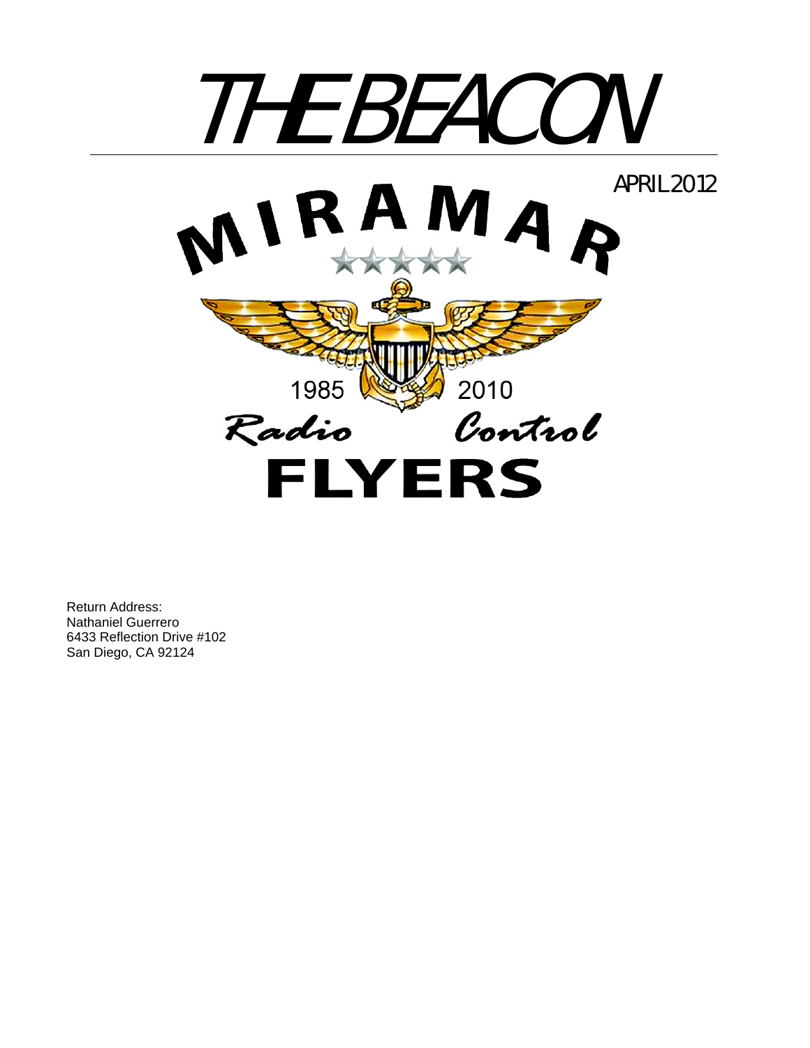# THE BEACON

APRIL 2012

MIRAMAR

1985 2010

Radio Control

FLYERS

Return Address:
Nathaniel Guerrero
6433 Reflection Drive #102
San Diego, CA 92124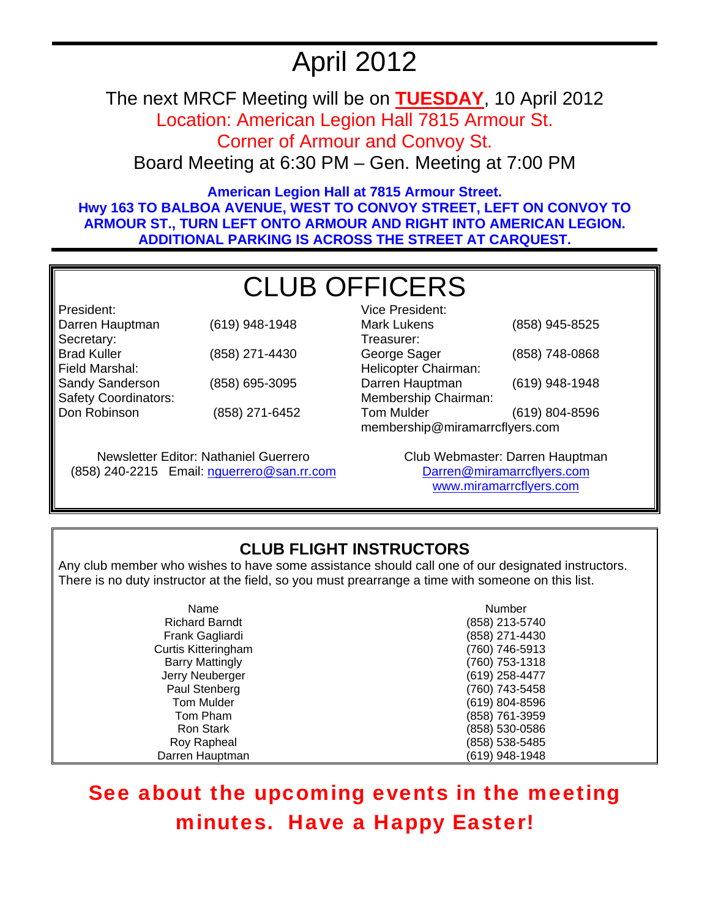# April 2012

The next MRCF Meeting will be on **TUESDAY**, 10 April 2012

Location: American Legion Hall 7815 Armour St.

Corner of Armour and Convoy St.

Board Meeting at 6:30 PM – Gen. Meeting at 7:00 PM

**American Legion Hall at 7815 Armour Street.**
**Hwy 163 TO BALBOA AVENUE, WEST TO CONVOY STREET, LEFT ON CONVOY TO ARMOUR ST., TURN LEFT ONTO ARMOUR AND RIGHT INTO AMERICAN LEGION. ADDITIONAL PARKING IS ACROSS THE STREET AT CARQUEST.**

## CLUB OFFICERS

| Position | Name | Phone |
|---|---|---|
| President: | Darren Hauptman | (619) 948-1948 |
| Secretary: | Brad Kuller | (858) 271-4430 |
| Field Marshal: | Sandy Sanderson | (858) 695-3095 |
| Safety Coordinators: | Don Robinson | (858) 271-6452 |
| Vice President: | Mark Lukens | (858) 945-8525 |
| Treasurer: | George Sager | (858) 748-0868 |
| Helicopter Chairman: | Darren Hauptman | (619) 948-1948 |
| Membership Chairman: | Tom Mulder | (619) 804-8596 |

membership@miramarrcflyers.com

Newsletter Editor: Nathaniel Guerrero
(858) 240-2215 Email: nguerrero@san.rr.com

Club Webmaster: Darren Hauptman
Darren@miramarrcflyers.com
www.miramarrcflyers.com

## CLUB FLIGHT INSTRUCTORS

Any club member who wishes to have some assistance should call one of our designated instructors. There is no duty instructor at the field, so you must prearrange a time with someone on this list.

| Name | Number |
|---|---|
| Richard Barndt | (858) 213-5740 |
| Frank Gagliardi | (858) 271-4430 |
| Curtis Kitteringham | (760) 746-5913 |
| Barry Mattingly | (760) 753-1318 |
| Jerry Neuberger | (619) 258-4477 |
| Paul Stenberg | (760) 743-5458 |
| Tom Mulder | (619) 804-8596 |
| Tom Pham | (858) 761-3959 |
| Ron Stark | (858) 530-0586 |
| Roy Rapheal | (858) 538-5485 |
| Darren Hauptman | (619) 948-1948 |

**See about the upcoming events in the meeting minutes. Have a Happy Easter!**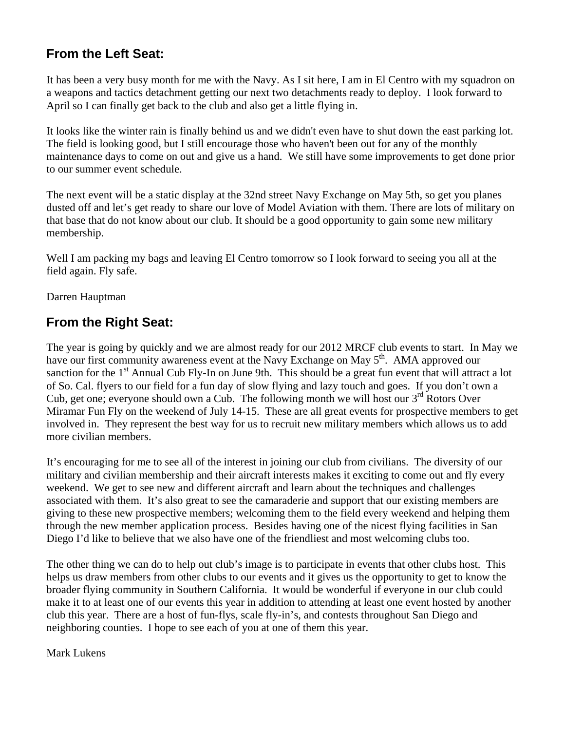## From the Left Seat:

It has been a very busy month for me with the Navy. As I sit here, I am in El Centro with my squadron on a weapons and tactics detachment getting our next two detachments ready to deploy. I look forward to April so I can finally get back to the club and also get a little flying in.

It looks like the winter rain is finally behind us and we didn't even have to shut down the east parking lot. The field is looking good, but I still encourage those who haven't been out for any of the monthly maintenance days to come on out and give us a hand. We still have some improvements to get done prior to our summer event schedule.

The next event will be a static display at the 32nd street Navy Exchange on May 5th, so get you planes dusted off and let's get ready to share our love of Model Aviation with them. There are lots of military on that base that do not know about our club. It should be a good opportunity to gain some new military membership.

Well I am packing my bags and leaving El Centro tomorrow so I look forward to seeing you all at the field again. Fly safe.

Darren Hauptman

## From the Right Seat:

The year is going by quickly and we are almost ready for our 2012 MRCF club events to start. In May we have our first community awareness event at the Navy Exchange on May 5th. AMA approved our sanction for the 1st Annual Cub Fly-In on June 9th. This should be a great fun event that will attract a lot of So. Cal. flyers to our field for a fun day of slow flying and lazy touch and goes. If you don't own a Cub, get one; everyone should own a Cub. The following month we will host our 3rd Rotors Over Miramar Fun Fly on the weekend of July 14-15. These are all great events for prospective members to get involved in. They represent the best way for us to recruit new military members which allows us to add more civilian members.

It's encouraging for me to see all of the interest in joining our club from civilians. The diversity of our military and civilian membership and their aircraft interests makes it exciting to come out and fly every weekend. We get to see new and different aircraft and learn about the techniques and challenges associated with them. It's also great to see the camaraderie and support that our existing members are giving to these new prospective members; welcoming them to the field every weekend and helping them through the new member application process. Besides having one of the nicest flying facilities in San Diego I'd like to believe that we also have one of the friendliest and most welcoming clubs too.

The other thing we can do to help out club's image is to participate in events that other clubs host. This helps us draw members from other clubs to our events and it gives us the opportunity to get to know the broader flying community in Southern California. It would be wonderful if everyone in our club could make it to at least one of our events this year in addition to attending at least one event hosted by another club this year. There are a host of fun-flys, scale fly-in's, and contests throughout San Diego and neighboring counties. I hope to see each of you at one of them this year.

Mark Lukens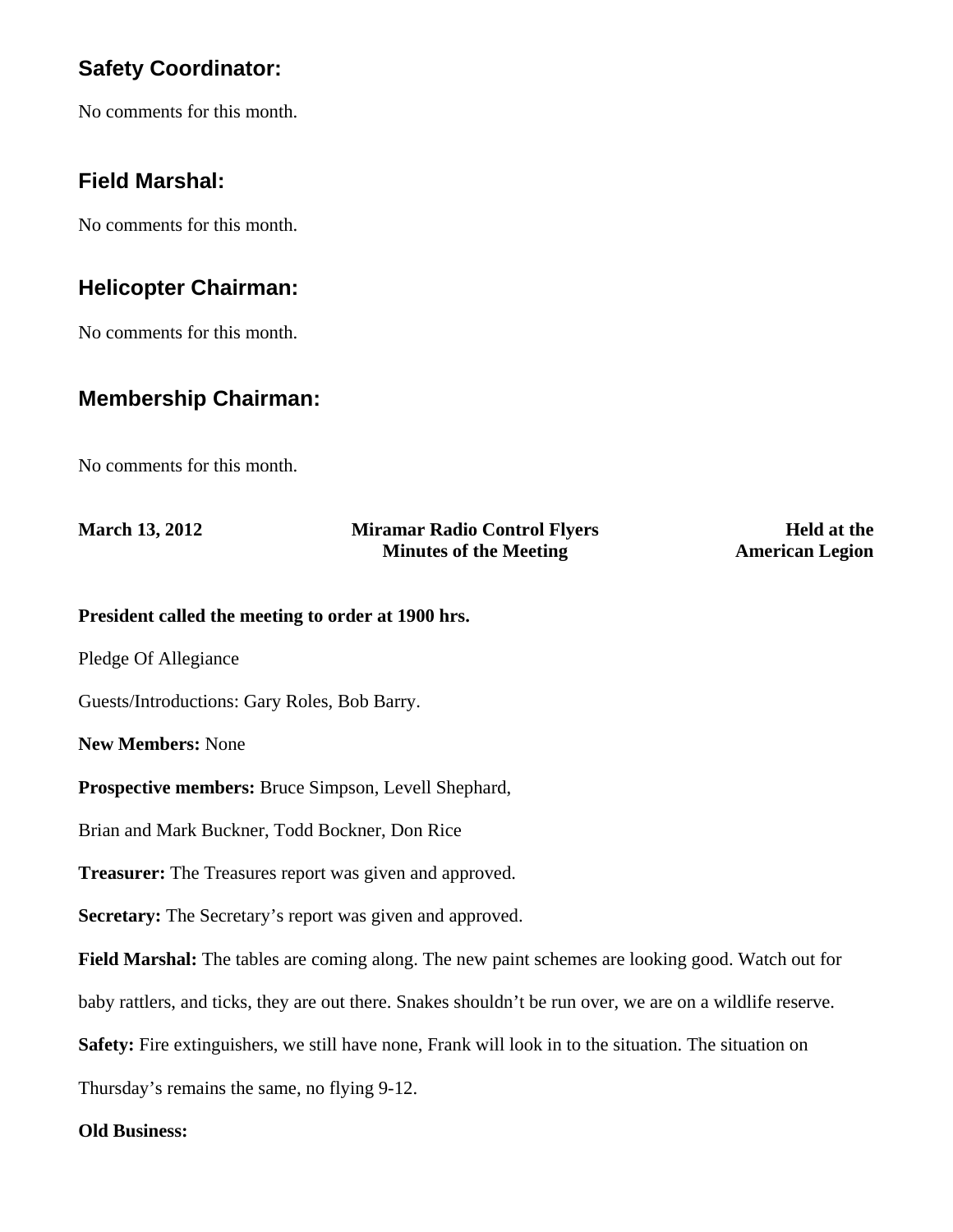## Safety Coordinator:

No comments for this month.

## Field Marshal:

No comments for this month.

## Helicopter Chairman:

No comments for this month.

## Membership Chairman:

No comments for this month.

**March 13, 2012** **Miramar Radio Control Flyers Minutes of the Meeting** **Held at the American Legion**

**President called the meeting to order at 1900 hrs.**

Pledge Of Allegiance

Guests/Introductions: Gary Roles, Bob Barry.

**New Members:** None

**Prospective members:** Bruce Simpson, Levell Shephard,

Brian and Mark Buckner, Todd Bockner, Don Rice

**Treasurer:** The Treasures report was given and approved.

**Secretary:** The Secretary's report was given and approved.

**Field Marshal:** The tables are coming along. The new paint schemes are looking good. Watch out for baby rattlers, and ticks, they are out there. Snakes shouldn't be run over, we are on a wildlife reserve.

**Safety:** Fire extinguishers, we still have none, Frank will look in to the situation. The situation on Thursday's remains the same, no flying 9-12.

**Old Business:**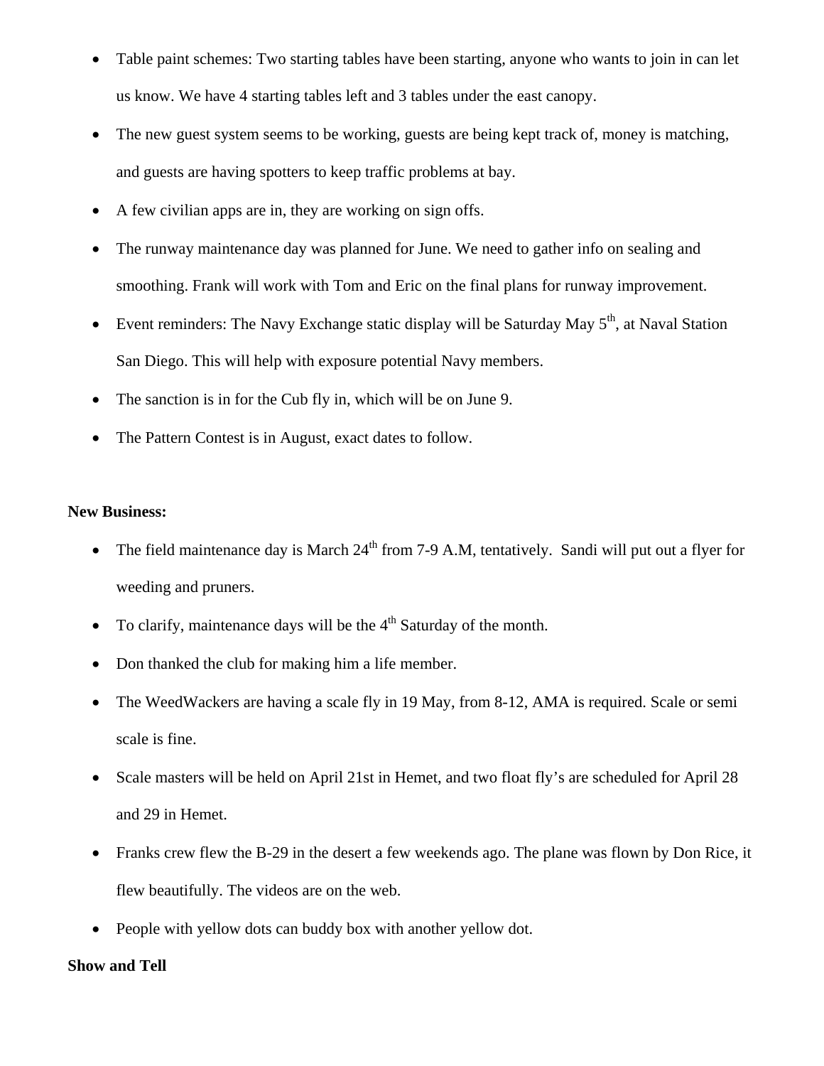- Table paint schemes: Two starting tables have been starting, anyone who wants to join in can let us know. We have 4 starting tables left and 3 tables under the east canopy.
- The new guest system seems to be working, guests are being kept track of, money is matching, and guests are having spotters to keep traffic problems at bay.
- A few civilian apps are in, they are working on sign offs.
- The runway maintenance day was planned for June. We need to gather info on sealing and smoothing. Frank will work with Tom and Eric on the final plans for runway improvement.
- Event reminders: The Navy Exchange static display will be Saturday May 5th, at Naval Station San Diego. This will help with exposure potential Navy members.
- The sanction is in for the Cub fly in, which will be on June 9.
- The Pattern Contest is in August, exact dates to follow.

**New Business:**

- The field maintenance day is March 24th from 7-9 A.M, tentatively. Sandi will put out a flyer for weeding and pruners.
- To clarify, maintenance days will be the 4th Saturday of the month.
- Don thanked the club for making him a life member.
- The WeedWackers are having a scale fly in 19 May, from 8-12, AMA is required. Scale or semi scale is fine.
- Scale masters will be held on April 21st in Hemet, and two float fly's are scheduled for April 28 and 29 in Hemet.
- Franks crew flew the B-29 in the desert a few weekends ago. The plane was flown by Don Rice, it flew beautifully. The videos are on the web.
- People with yellow dots can buddy box with another yellow dot.

**Show and Tell**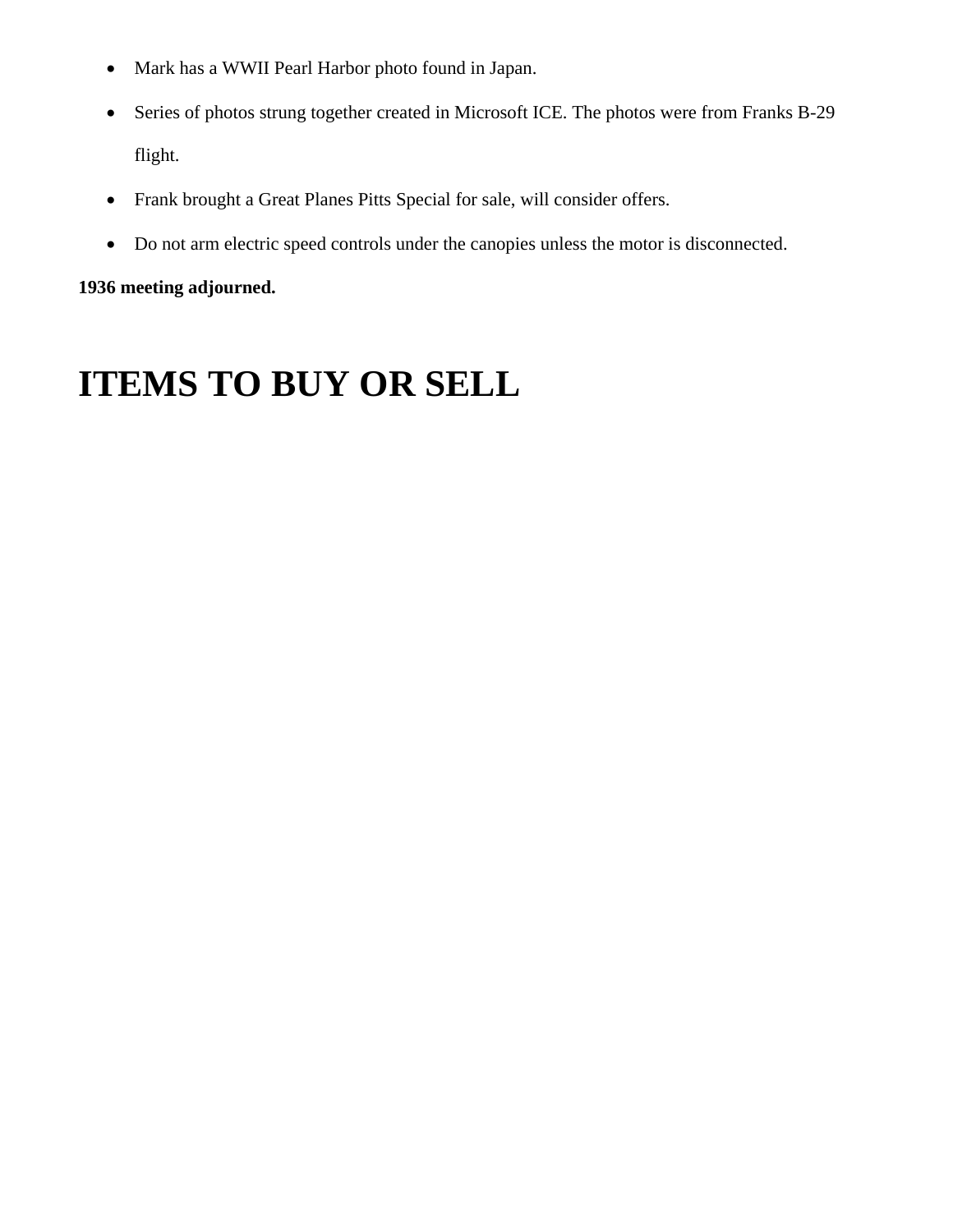- Mark has a WWII Pearl Harbor photo found in Japan.
- Series of photos strung together created in Microsoft ICE. The photos were from Franks B-29 flight.
- Frank brought a Great Planes Pitts Special for sale, will consider offers.
- Do not arm electric speed controls under the canopies unless the motor is disconnected.

**1936 meeting adjourned.**

# ITEMS TO BUY OR SELL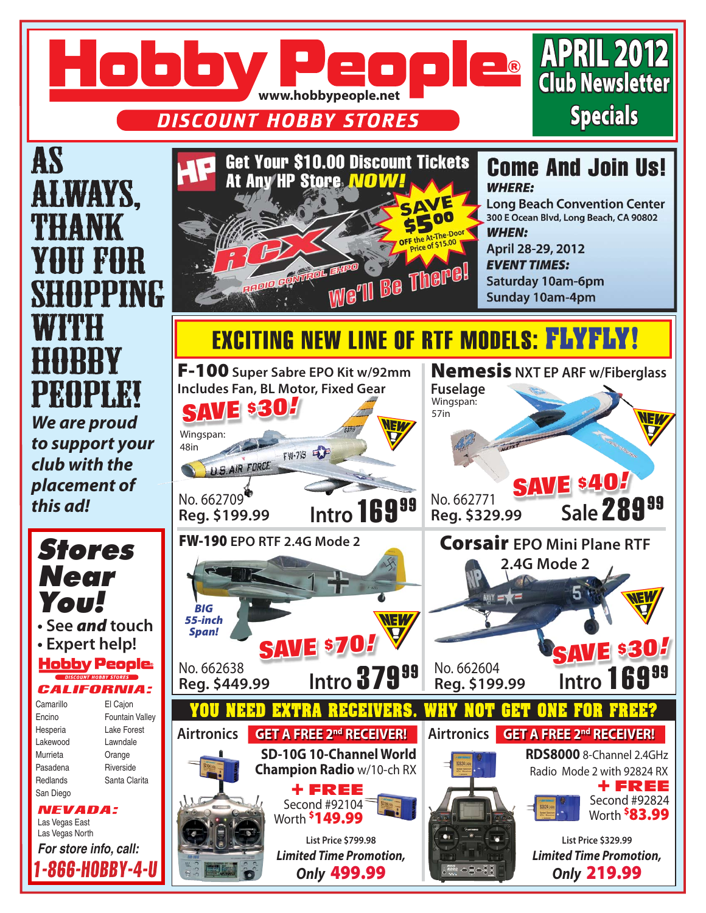# Hobby People®

www.hobbypeople.net

DISCOUNT HOBBY STORES

**APRIL 2012 Club Newsletter Specials**

# AS ALWAYS, THANK YOU FOR SHOPPING WITH HOBBY PEOPLE!

*We are proud to support your club with the placement of this ad!*

## Stores Near You!

- See *and* touch
- Expert help!

Hobby People® DISCOUNT HOBBY STORES

**CALIFORNIA:**

Camarillo
El Cajon
Encino
Fountain Valley
Hesperia
Lake Forest
Lakewood
Lawndale
Murrieta
Orange
Pasadena
Riverside
Redlands
Santa Clarita
San Diego

**NEVADA:**

Las Vegas East
Las Vegas North

*For store info, call:*

**1-866-HOBBY-4-U**

## Get Your $10.00 Discount Tickets At Any HP Store NOW!

SAVE $5.00 OFF the At-The-Door Price of $15.00

RCX RADIO CONTROL EXPO

We'll Be There!

## Come And Join Us!

**WHERE:**
Long Beach Convention Center
300 E Ocean Blvd, Long Beach, CA 90802

**WHEN:**
April 28-29, 2012

**EVENT TIMES:**
Saturday 10am-6pm
Sunday 10am-4pm

## EXCITING NEW LINE OF RTF MODELS: FLYFLY!

**F-100** Super Sabre EPO Kit w/92mm Includes Fan, BL Motor, Fixed Gear

SAVE $30! NEW

Wingspan: 48in

No. 662709
Reg. $199.99
Intro 169.99

**Nemesis** NXT EP ARF w/Fiberglass Fuselage

Wingspan: 57in

NEW SAVE $40!

No. 662771
Reg. $329.99
Sale 289.99

**FW-190** EPO RTF 2.4G Mode 2

BIG 55-inch Span!

NEW SAVE $70!

No. 662638
Reg. $449.99
Intro 379.99

**Corsair** EPO Mini Plane RTF 2.4G Mode 2

NEW SAVE $30!

No. 662604
Reg. $199.99
Intro 169.99

## YOU NEED EXTRA RECEIVERS. WHY NOT GET ONE FOR FREE?

Airtronics **GET A FREE 2nd RECEIVER!**

**SD-10G 10-Channel World Champion Radio** w/10-ch RX

+ FREE Second #92104 Worth $149.99

List Price $799.98

*Limited Time Promotion, Only* **499.99**

Airtronics **GET A FREE 2nd RECEIVER!**

**RDS8000** 8-Channel 2.4GHz Radio Mode 2 with 92824 RX

+ FREE Second #92824 Worth $83.99

List Price $329.99

*Limited Time Promotion, Only* **219.99**